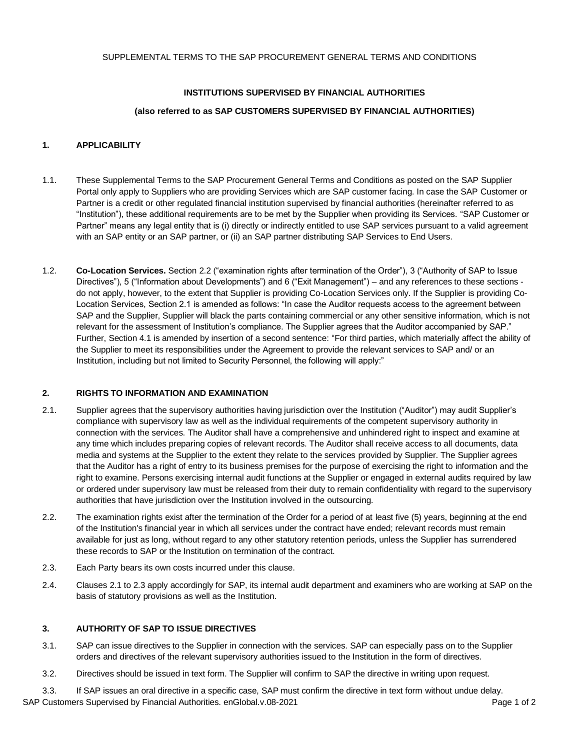SUPPLEMENTAL TERMS TO THE SAP PROCUREMENT GENERAL TERMS AND CONDITIONS

# INSTITUTIONS SUPERVISED BY FINANCIAL AUTHORITIES

## (also referred to as SAP CUSTOMERS SUPERVISED BY FINANCIAL AUTHORITIES)

### 1. APPLICABILITY

1.1. These Supplemental Terms to the SAP Procurement General Terms and Conditions as posted on the SAP Supplier Portal only apply to Suppliers who are providing Services which are SAP customer facing. In case the SAP Customer or Partner is a credit or other regulated financial institution supervised by financial authorities (hereinafter referred to as "Institution"), these additional requirements are to be met by the Supplier when providing its Services. "SAP Customer or Partner" means any legal entity that is (i) directly or indirectly entitled to use SAP services pursuant to a valid agreement with an SAP entity or an SAP partner, or (ii) an SAP partner distributing SAP Services to End Users.

1.2. **Co-Location Services.** Section 2.2 ("examination rights after termination of the Order"), 3 ("Authority of SAP to Issue Directives"), 5 ("Information about Developments") and 6 ("Exit Management") – and any references to these sections - do not apply, however, to the extent that Supplier is providing Co-Location Services only. If the Supplier is providing Co-Location Services, Section 2.1 is amended as follows: "In case the Auditor requests access to the agreement between SAP and the Supplier, Supplier will black the parts containing commercial or any other sensitive information, which is not relevant for the assessment of Institution's compliance. The Supplier agrees that the Auditor accompanied by SAP." Further, Section 4.1 is amended by insertion of a second sentence: "For third parties, which materially affect the ability of the Supplier to meet its responsibilities under the Agreement to provide the relevant services to SAP and/ or an Institution, including but not limited to Security Personnel, the following will apply:"

### 2. RIGHTS TO INFORMATION AND EXAMINATION

2.1. Supplier agrees that the supervisory authorities having jurisdiction over the Institution ("Auditor") may audit Supplier's compliance with supervisory law as well as the individual requirements of the competent supervisory authority in connection with the services. The Auditor shall have a comprehensive and unhindered right to inspect and examine at any time which includes preparing copies of relevant records. The Auditor shall receive access to all documents, data media and systems at the Supplier to the extent they relate to the services provided by Supplier. The Supplier agrees that the Auditor has a right of entry to its business premises for the purpose of exercising the right to information and the right to examine. Persons exercising internal audit functions at the Supplier or engaged in external audits required by law or ordered under supervisory law must be released from their duty to remain confidentiality with regard to the supervisory authorities that have jurisdiction over the Institution involved in the outsourcing.

2.2. The examination rights exist after the termination of the Order for a period of at least five (5) years, beginning at the end of the Institution's financial year in which all services under the contract have ended; relevant records must remain available for just as long, without regard to any other statutory retention periods, unless the Supplier has surrendered these records to SAP or the Institution on termination of the contract.

2.3. Each Party bears its own costs incurred under this clause.

2.4. Clauses 2.1 to 2.3 apply accordingly for SAP, its internal audit department and examiners who are working at SAP on the basis of statutory provisions as well as the Institution.

### 3. AUTHORITY OF SAP TO ISSUE DIRECTIVES

3.1. SAP can issue directives to the Supplier in connection with the services. SAP can especially pass on to the Supplier orders and directives of the relevant supervisory authorities issued to the Institution in the form of directives.

3.2. Directives should be issued in text form. The Supplier will confirm to SAP the directive in writing upon request.

3.3. If SAP issues an oral directive in a specific case, SAP must confirm the directive in text form without undue delay.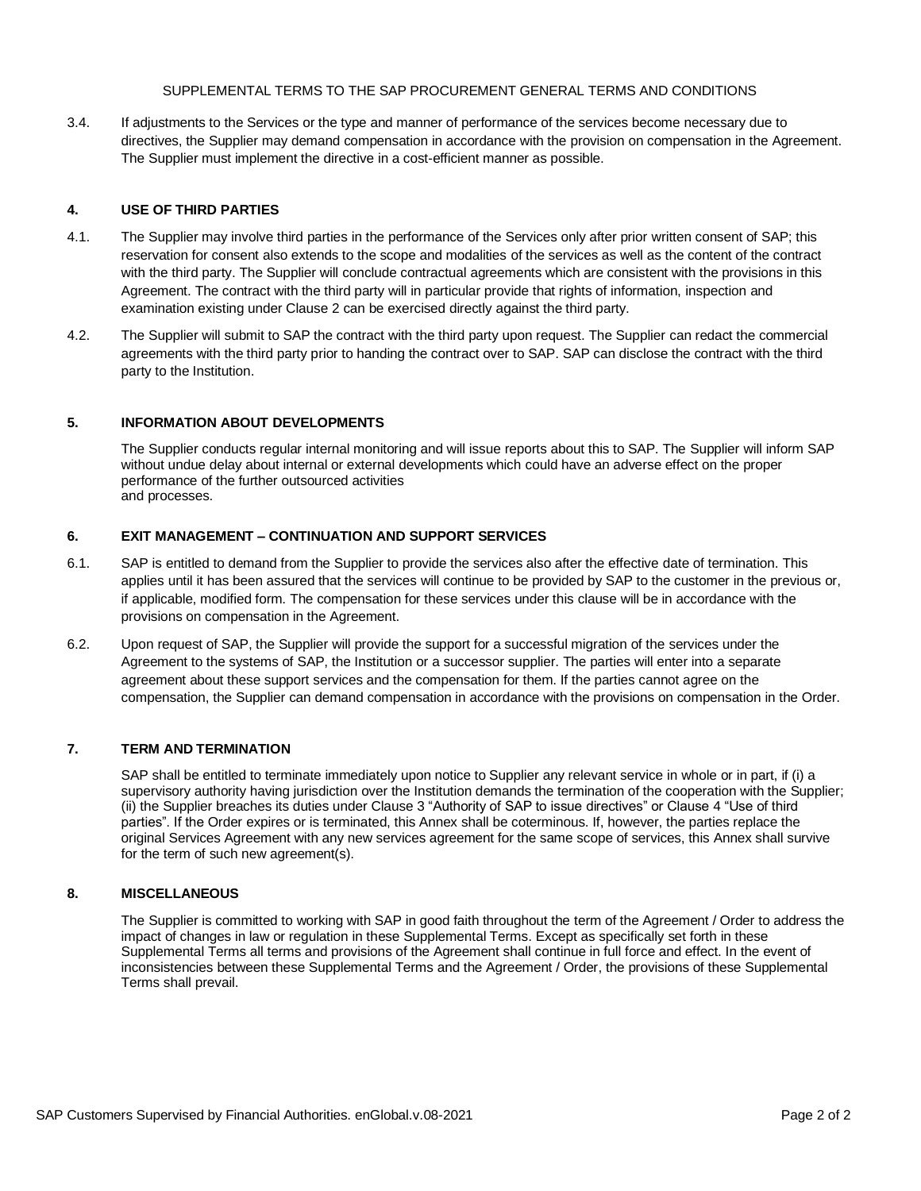3.4. If adjustments to the Services or the type and manner of performance of the services become necessary due to directives, the Supplier may demand compensation in accordance with the provision on compensation in the Agreement. The Supplier must implement the directive in a cost-efficient manner as possible.

## 4. USE OF THIRD PARTIES

4.1. The Supplier may involve third parties in the performance of the Services only after prior written consent of SAP; this reservation for consent also extends to the scope and modalities of the services as well as the content of the contract with the third party. The Supplier will conclude contractual agreements which are consistent with the provisions in this Agreement. The contract with the third party will in particular provide that rights of information, inspection and examination existing under Clause 2 can be exercised directly against the third party.

4.2. The Supplier will submit to SAP the contract with the third party upon request. The Supplier can redact the commercial agreements with the third party prior to handing the contract over to SAP. SAP can disclose the contract with the third party to the Institution.

## 5. INFORMATION ABOUT DEVELOPMENTS

The Supplier conducts regular internal monitoring and will issue reports about this to SAP. The Supplier will inform SAP without undue delay about internal or external developments which could have an adverse effect on the proper performance of the further outsourced activities and processes.

## 6. EXIT MANAGEMENT – CONTINUATION AND SUPPORT SERVICES

6.1. SAP is entitled to demand from the Supplier to provide the services also after the effective date of termination. This applies until it has been assured that the services will continue to be provided by SAP to the customer in the previous or, if applicable, modified form. The compensation for these services under this clause will be in accordance with the provisions on compensation in the Agreement.

6.2. Upon request of SAP, the Supplier will provide the support for a successful migration of the services under the Agreement to the systems of SAP, the Institution or a successor supplier. The parties will enter into a separate agreement about these support services and the compensation for them. If the parties cannot agree on the compensation, the Supplier can demand compensation in accordance with the provisions on compensation in the Order.

## 7. TERM AND TERMINATION

SAP shall be entitled to terminate immediately upon notice to Supplier any relevant service in whole or in part, if (i) a supervisory authority having jurisdiction over the Institution demands the termination of the cooperation with the Supplier; (ii) the Supplier breaches its duties under Clause 3 "Authority of SAP to issue directives" or Clause 4 "Use of third parties". If the Order expires or is terminated, this Annex shall be coterminous. If, however, the parties replace the original Services Agreement with any new services agreement for the same scope of services, this Annex shall survive for the term of such new agreement(s).

## 8. MISCELLANEOUS

The Supplier is committed to working with SAP in good faith throughout the term of the Agreement / Order to address the impact of changes in law or regulation in these Supplemental Terms. Except as specifically set forth in these Supplemental Terms all terms and provisions of the Agreement shall continue in full force and effect. In the event of inconsistencies between these Supplemental Terms and the Agreement / Order, the provisions of these Supplemental Terms shall prevail.